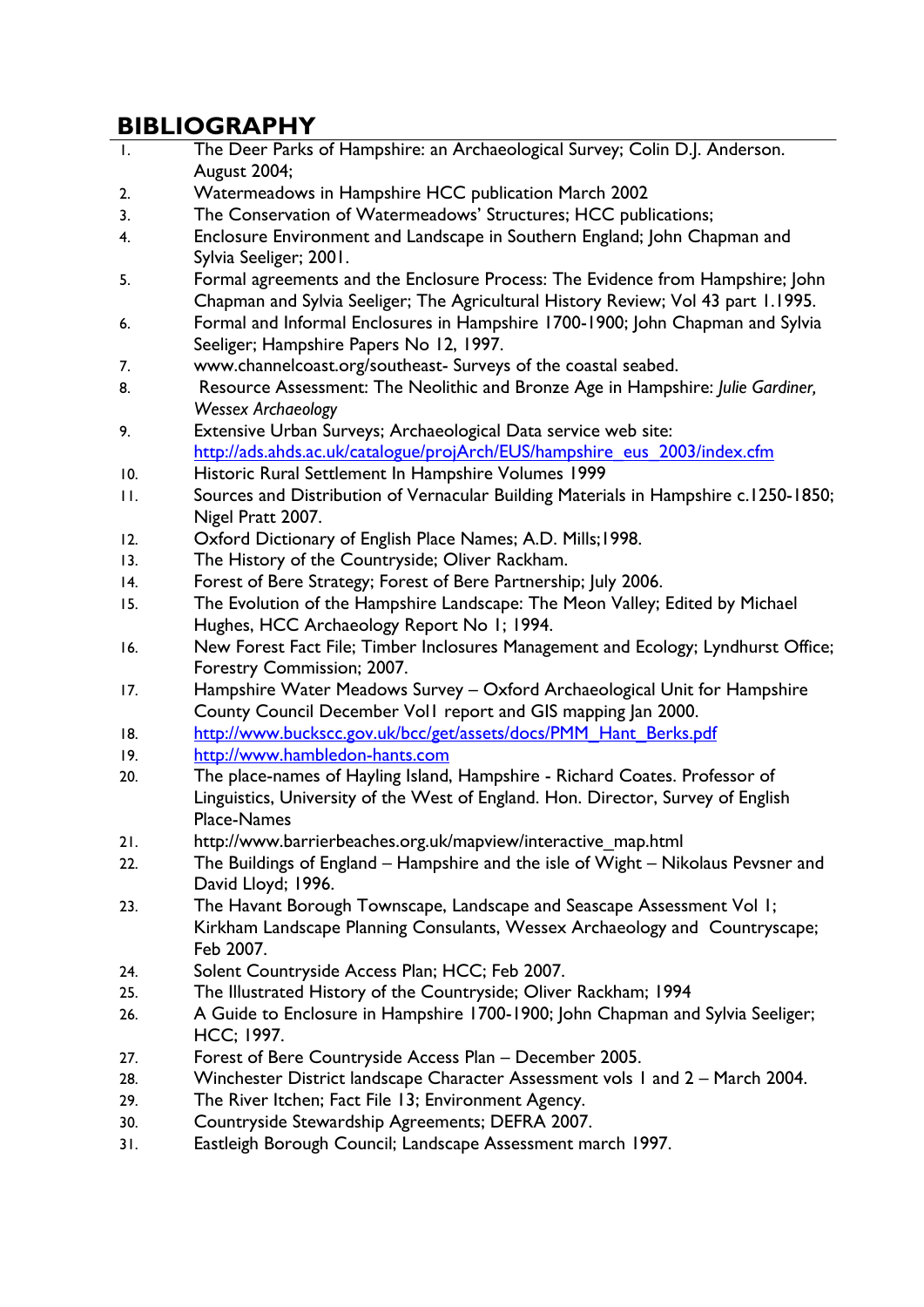# BIBLIOGRAPHY

1. The Deer Parks of Hampshire: an Archaeological Survey; Colin D.J. Anderson. August 2004;
2. Watermeadows in Hampshire HCC publication March 2002
3. The Conservation of Watermeadows' Structures; HCC publications;
4. Enclosure Environment and Landscape in Southern England; John Chapman and Sylvia Seeliger; 2001.
5. Formal agreements and the Enclosure Process: The Evidence from Hampshire; John Chapman and Sylvia Seeliger; The Agricultural History Review; Vol 43 part 1.1995.
6. Formal and Informal Enclosures in Hampshire 1700-1900; John Chapman and Sylvia Seeliger; Hampshire Papers No 12, 1997.
7. www.channelcoast.org/southeast- Surveys of the coastal seabed.
8. Resource Assessment: The Neolithic and Bronze Age in Hampshire: *Julie Gardiner, Wessex Archaeology*
9. Extensive Urban Surveys; Archaeological Data service web site: http://ads.ahds.ac.uk/catalogue/projArch/EUS/hampshire_eus_2003/index.cfm
10. Historic Rural Settlement In Hampshire Volumes 1999
11. Sources and Distribution of Vernacular Building Materials in Hampshire c.1250-1850; Nigel Pratt 2007.
12. Oxford Dictionary of English Place Names; A.D. Mills;1998.
13. The History of the Countryside; Oliver Rackham.
14. Forest of Bere Strategy; Forest of Bere Partnership; July 2006.
15. The Evolution of the Hampshire Landscape: The Meon Valley; Edited by Michael Hughes, HCC Archaeology Report No 1; 1994.
16. New Forest Fact File; Timber Inclosures Management and Ecology; Lyndhurst Office; Forestry Commission; 2007.
17. Hampshire Water Meadows Survey – Oxford Archaeological Unit for Hampshire County Council December Vol1 report and GIS mapping Jan 2000.
18. http://www.buckscc.gov.uk/bcc/get/assets/docs/PMM_Hant_Berks.pdf
19. http://www.hambledon-hants.com
20. The place-names of Hayling Island, Hampshire - Richard Coates. Professor of Linguistics, University of the West of England. Hon. Director, Survey of English Place-Names
21. http://www.barrierbeaches.org.uk/mapview/interactive_map.html
22. The Buildings of England – Hampshire and the isle of Wight – Nikolaus Pevsner and David Lloyd; 1996.
23. The Havant Borough Townscape, Landscape and Seascape Assessment Vol 1; Kirkham Landscape Planning Consulants, Wessex Archaeology and Countryscape; Feb 2007.
24. Solent Countryside Access Plan; HCC; Feb 2007.
25. The Illustrated History of the Countryside; Oliver Rackham; 1994
26. A Guide to Enclosure in Hampshire 1700-1900; John Chapman and Sylvia Seeliger; HCC; 1997.
27. Forest of Bere Countryside Access Plan – December 2005.
28. Winchester District landscape Character Assessment vols 1 and 2 – March 2004.
29. The River Itchen; Fact File 13; Environment Agency.
30. Countryside Stewardship Agreements; DEFRA 2007.
31. Eastleigh Borough Council; Landscape Assessment march 1997.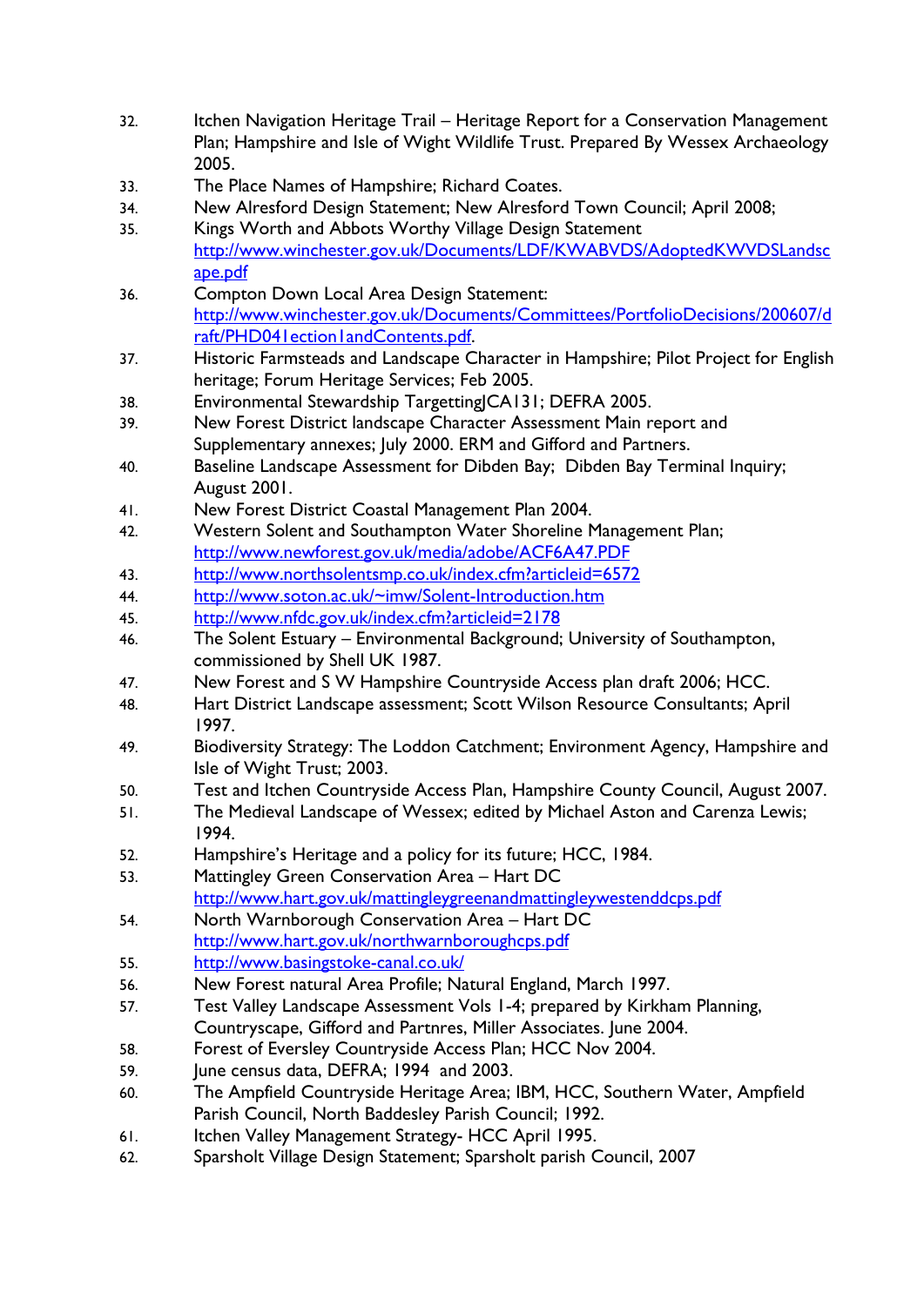32. Itchen Navigation Heritage Trail – Heritage Report for a Conservation Management Plan; Hampshire and Isle of Wight Wildlife Trust. Prepared By Wessex Archaeology 2005.
33. The Place Names of Hampshire; Richard Coates.
34. New Alresford Design Statement; New Alresford Town Council; April 2008;
35. Kings Worth and Abbots Worthy Village Design Statement http://www.winchester.gov.uk/Documents/LDF/KWABVDS/AdoptedKWVDSLandscape.pdf
36. Compton Down Local Area Design Statement: http://www.winchester.gov.uk/Documents/Committees/PortfolioDecisions/200607/draft/PHD041ection1andContents.pdf.
37. Historic Farmsteads and Landscape Character in Hampshire; Pilot Project for English heritage; Forum Heritage Services; Feb 2005.
38. Environmental Stewardship TargettingJCA131; DEFRA 2005.
39. New Forest District landscape Character Assessment Main report and Supplementary annexes; July 2000. ERM and Gifford and Partners.
40. Baseline Landscape Assessment for Dibden Bay; Dibden Bay Terminal Inquiry; August 2001.
41. New Forest District Coastal Management Plan 2004.
42. Western Solent and Southampton Water Shoreline Management Plan; http://www.newforest.gov.uk/media/adobe/ACF6A47.PDF
43. http://www.northsolentsmp.co.uk/index.cfm?articleid=6572
44. http://www.soton.ac.uk/~imw/Solent-Introduction.htm
45. http://www.nfdc.gov.uk/index.cfm?articleid=2178
46. The Solent Estuary – Environmental Background; University of Southampton, commissioned by Shell UK 1987.
47. New Forest and S W Hampshire Countryside Access plan draft 2006; HCC.
48. Hart District Landscape assessment; Scott Wilson Resource Consultants; April 1997.
49. Biodiversity Strategy: The Loddon Catchment; Environment Agency, Hampshire and Isle of Wight Trust; 2003.
50. Test and Itchen Countryside Access Plan, Hampshire County Council, August 2007.
51. The Medieval Landscape of Wessex; edited by Michael Aston and Carenza Lewis; 1994.
52. Hampshire's Heritage and a policy for its future; HCC, 1984.
53. Mattingley Green Conservation Area – Hart DC http://www.hart.gov.uk/mattingleygreenandmattingleywestenddcps.pdf
54. North Warnborough Conservation Area – Hart DC http://www.hart.gov.uk/northwarnboroughcps.pdf
55. http://www.basingstoke-canal.co.uk/
56. New Forest natural Area Profile; Natural England, March 1997.
57. Test Valley Landscape Assessment Vols 1-4; prepared by Kirkham Planning, Countryscape, Gifford and Partnres, Miller Associates. June 2004.
58. Forest of Eversley Countryside Access Plan; HCC Nov 2004.
59. June census data, DEFRA; 1994 and 2003.
60. The Ampfield Countryside Heritage Area; IBM, HCC, Southern Water, Ampfield Parish Council, North Baddesley Parish Council; 1992.
61. Itchen Valley Management Strategy- HCC April 1995.
62. Sparsholt Village Design Statement; Sparsholt parish Council, 2007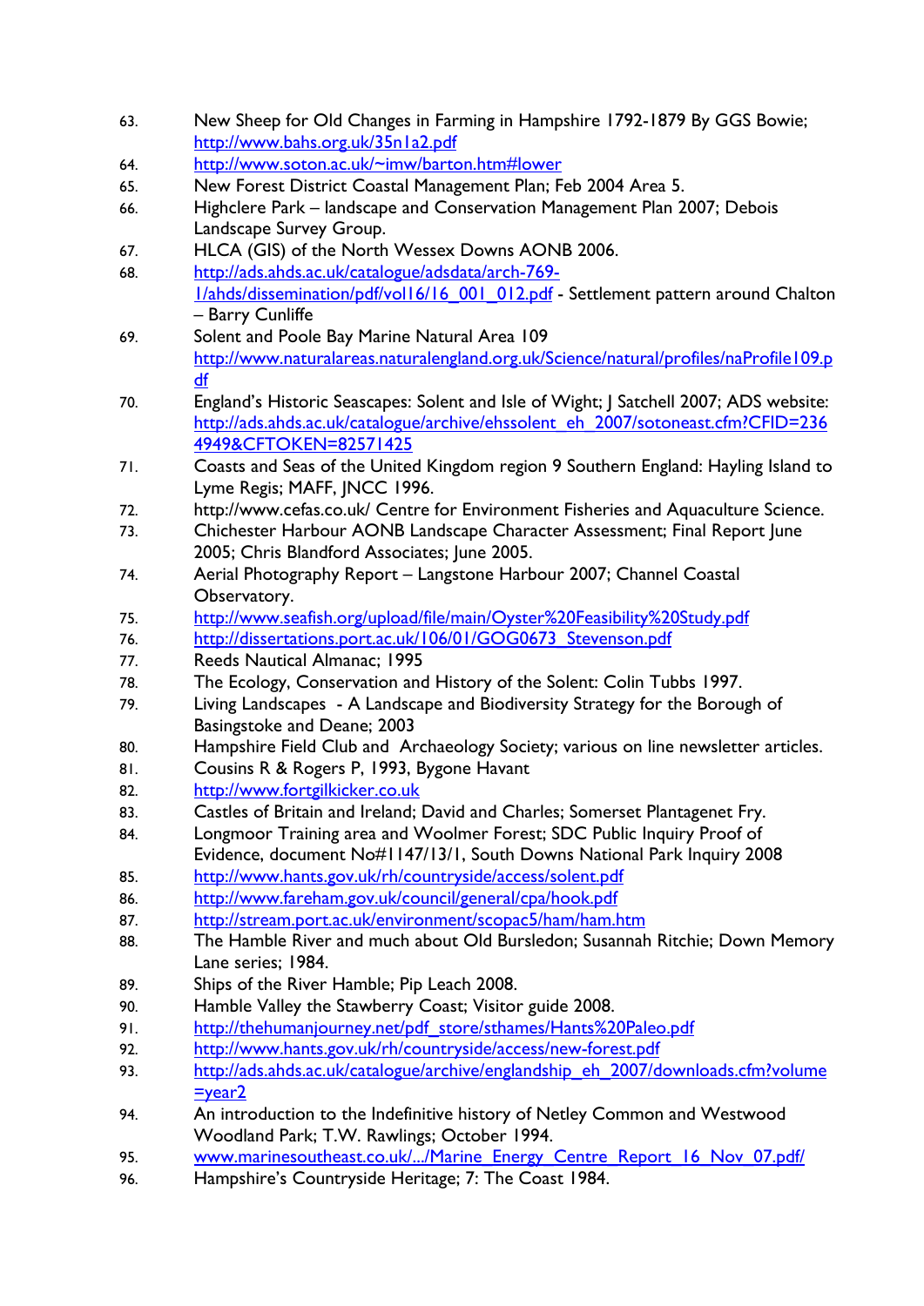63. New Sheep for Old Changes in Farming in Hampshire 1792-1879 By GGS Bowie; http://www.bahs.org.uk/35n1a2.pdf
64. http://www.soton.ac.uk/~imw/barton.htm#lower
65. New Forest District Coastal Management Plan; Feb 2004 Area 5.
66. Highclere Park – landscape and Conservation Management Plan 2007; Debois Landscape Survey Group.
67. HLCA (GIS) of the North Wessex Downs AONB 2006.
68. http://ads.ahds.ac.uk/catalogue/adsdata/arch-769-1/ahds/dissemination/pdf/vol16/16_001_012.pdf - Settlement pattern around Chalton – Barry Cunliffe
69. Solent and Poole Bay Marine Natural Area 109 http://www.naturalareas.naturalengland.org.uk/Science/natural/profiles/naProfile109.pdf
70. England's Historic Seascapes: Solent and Isle of Wight; J Satchell 2007; ADS website: http://ads.ahds.ac.uk/catalogue/archive/ehssolent_eh_2007/sotoneast.cfm?CFID=2364949&CFTOKEN=82571425
71. Coasts and Seas of the United Kingdom region 9 Southern England: Hayling Island to Lyme Regis; MAFF, JNCC 1996.
72. http://www.cefas.co.uk/ Centre for Environment Fisheries and Aquaculture Science.
73. Chichester Harbour AONB Landscape Character Assessment; Final Report June 2005; Chris Blandford Associates; June 2005.
74. Aerial Photography Report – Langstone Harbour 2007; Channel Coastal Observatory.
75. http://www.seafish.org/upload/file/main/Oyster%20Feasibility%20Study.pdf
76. http://dissertations.port.ac.uk/106/01/GOG0673_Stevenson.pdf
77. Reeds Nautical Almanac; 1995
78. The Ecology, Conservation and History of the Solent: Colin Tubbs 1997.
79. Living Landscapes - A Landscape and Biodiversity Strategy for the Borough of Basingstoke and Deane; 2003
80. Hampshire Field Club and Archaeology Society; various on line newsletter articles.
81. Cousins R & Rogers P, 1993, Bygone Havant
82. http://www.fortgilkicker.co.uk
83. Castles of Britain and Ireland; David and Charles; Somerset Plantagenet Fry.
84. Longmoor Training area and Woolmer Forest; SDC Public Inquiry Proof of Evidence, document No#1147/13/1, South Downs National Park Inquiry 2008
85. http://www.hants.gov.uk/rh/countryside/access/solent.pdf
86. http://www.fareham.gov.uk/council/general/cpa/hook.pdf
87. http://stream.port.ac.uk/environment/scopac5/ham/ham.htm
88. The Hamble River and much about Old Bursledon; Susannah Ritchie; Down Memory Lane series; 1984.
89. Ships of the River Hamble; Pip Leach 2008.
90. Hamble Valley the Stawberry Coast; Visitor guide 2008.
91. http://thehumanjourney.net/pdf_store/sthames/Hants%20Paleo.pdf
92. http://www.hants.gov.uk/rh/countryside/access/new-forest.pdf
93. http://ads.ahds.ac.uk/catalogue/archive/englandship_eh_2007/downloads.cfm?volume=year2
94. An introduction to the Indefinitive history of Netley Common and Westwood Woodland Park; T.W. Rawlings; October 1994.
95. www.marinesoutheast.co.uk/.../Marine_Energy_Centre_Report_16_Nov_07.pdf/
96. Hampshire's Countryside Heritage; 7: The Coast 1984.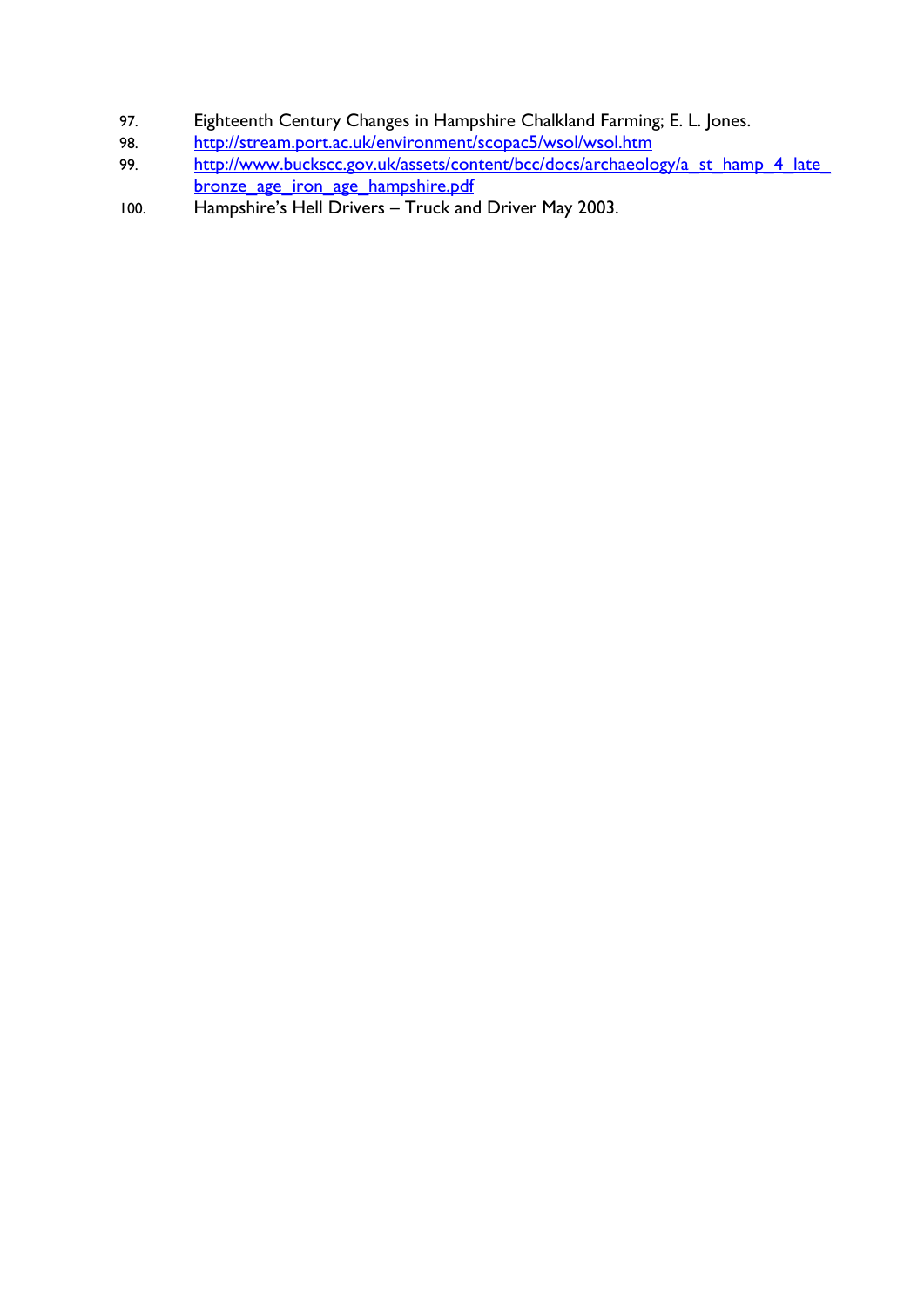97. Eighteenth Century Changes in Hampshire Chalkland Farming; E. L. Jones.
98. http://stream.port.ac.uk/environment/scopac5/wsol/wsol.htm
99. http://www.buckscc.gov.uk/assets/content/bcc/docs/archaeology/a_st_hamp_4_late_bronze_age_iron_age_hampshire.pdf
100. Hampshire's Hell Drivers – Truck and Driver May 2003.